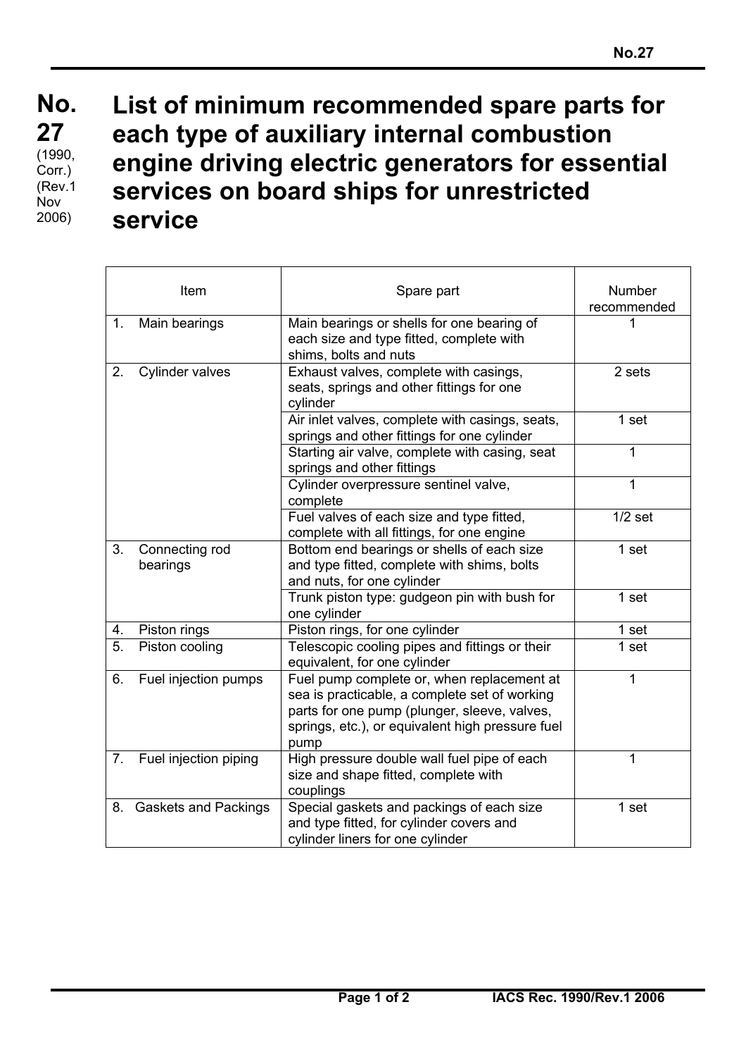# No. 27

(1990, Corr.) (Rev.1 Nov 2006)

## List of minimum recommended spare parts for each type of auxiliary internal combustion engine driving electric generators for essential services on board ships for unrestricted service

| Item | Spare part | Number recommended |
|---|---|---|
| 1. Main bearings | Main bearings or shells for one bearing of each size and type fitted, complete with shims, bolts and nuts | 1 |
| 2. Cylinder valves | Exhaust valves, complete with casings, seats, springs and other fittings for one cylinder | 2 sets |
| | Air inlet valves, complete with casings, seats, springs and other fittings for one cylinder | 1 set |
| | Starting air valve, complete with casing, seat springs and other fittings | 1 |
| | Cylinder overpressure sentinel valve, complete | 1 |
| | Fuel valves of each size and type fitted, complete with all fittings, for one engine | 1/2 set |
| 3. Connecting rod bearings | Bottom end bearings or shells of each size and type fitted, complete with shims, bolts and nuts, for one cylinder | 1 set |
| | Trunk piston type: gudgeon pin with bush for one cylinder | 1 set |
| 4. Piston rings | Piston rings, for one cylinder | 1 set |
| 5. Piston cooling | Telescopic cooling pipes and fittings or their equivalent, for one cylinder | 1 set |
| 6. Fuel injection pumps | Fuel pump complete or, when replacement at sea is practicable, a complete set of working parts for one pump (plunger, sleeve, valves, springs, etc.), or equivalent high pressure fuel pump | 1 |
| 7. Fuel injection piping | High pressure double wall fuel pipe of each size and shape fitted, complete with couplings | 1 |
| 8. Gaskets and Packings | Special gaskets and packings of each size and type fitted, for cylinder covers and cylinder liners for one cylinder | 1 set |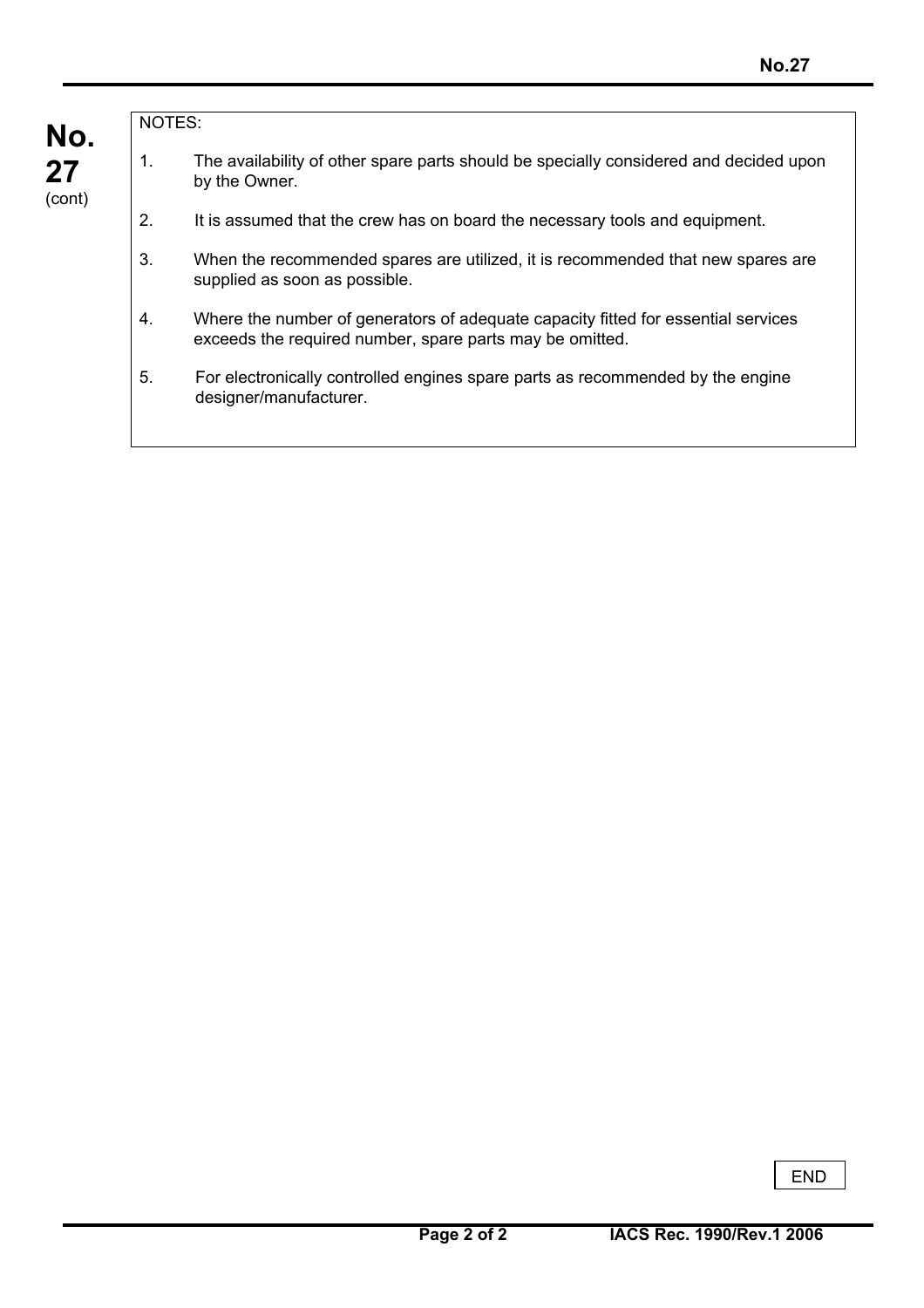NOTES:

1. The availability of other spare parts should be specially considered and decided upon by the Owner.

2. It is assumed that the crew has on board the necessary tools and equipment.

3. When the recommended spares are utilized, it is recommended that new spares are supplied as soon as possible.

4. Where the number of generators of adequate capacity fitted for essential services exceeds the required number, spare parts may be omitted.

5. For electronically controlled engines spare parts as recommended by the engine designer/manufacturer.

END